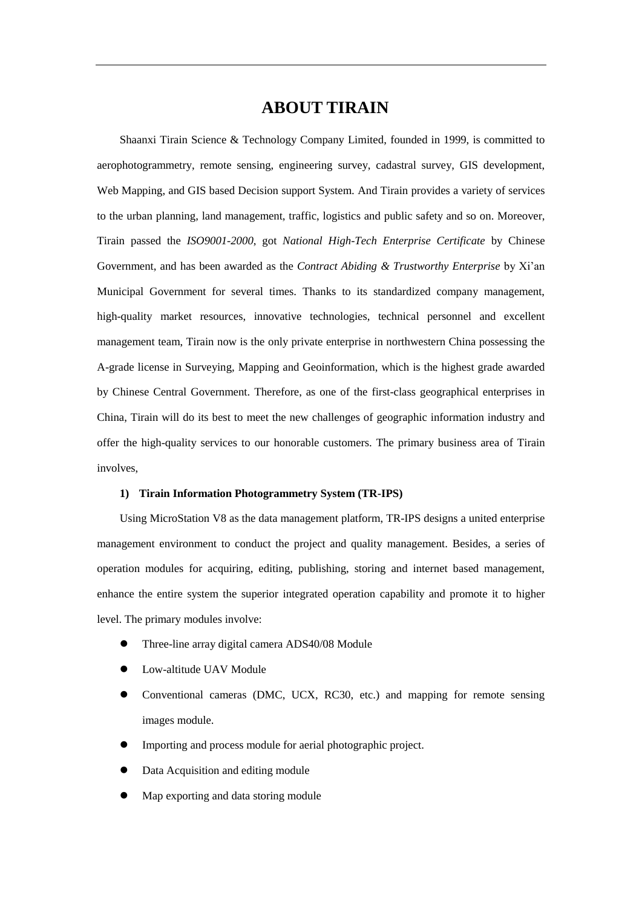# ABOUT TIRAIN

Shaanxi Tirain Science & Technology Company Limited, founded in 1999, is committed to aerophotogrammetry, remote sensing, engineering survey, cadastral survey, GIS development, Web Mapping, and GIS based Decision support System. And Tirain provides a variety of services to the urban planning, land management, traffic, logistics and public safety and so on. Moreover, Tirain passed the *ISO9001-2000*, got *National High-Tech Enterprise Certificate* by Chinese Government, and has been awarded as the *Contract Abiding & Trustworthy Enterprise* by Xi'an Municipal Government for several times. Thanks to its standardized company management, high-quality market resources, innovative technologies, technical personnel and excellent management team, Tirain now is the only private enterprise in northwestern China possessing the A-grade license in Surveying, Mapping and Geoinformation, which is the highest grade awarded by Chinese Central Government. Therefore, as one of the first-class geographical enterprises in China, Tirain will do its best to meet the new challenges of geographic information industry and offer the high-quality services to our honorable customers. The primary business area of Tirain involves,

**1) Tirain Information Photogrammetry System (TR-IPS)**

Using MicroStation V8 as the data management platform, TR-IPS designs a united enterprise management environment to conduct the project and quality management. Besides, a series of operation modules for acquiring, editing, publishing, storing and internet based management, enhance the entire system the superior integrated operation capability and promote it to higher level. The primary modules involve:

- Three-line array digital camera ADS40/08 Module
- Low-altitude UAV Module
- Conventional cameras (DMC, UCX, RC30, etc.) and mapping for remote sensing images module.
- Importing and process module for aerial photographic project.
- Data Acquisition and editing module
- Map exporting and data storing module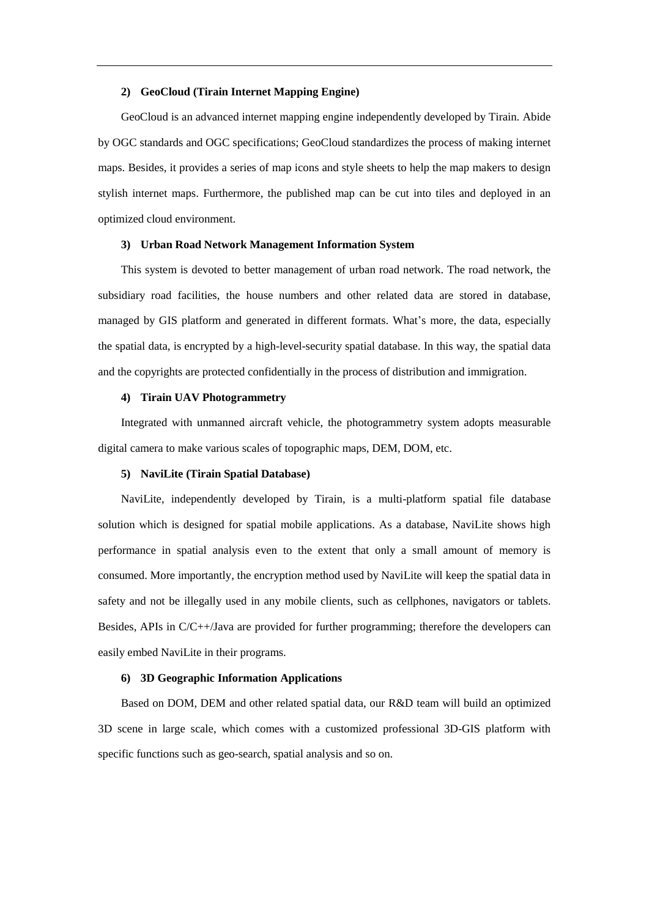**2) GeoCloud (Tirain Internet Mapping Engine)**

GeoCloud is an advanced internet mapping engine independently developed by Tirain. Abide by OGC standards and OGC specifications; GeoCloud standardizes the process of making internet maps. Besides, it provides a series of map icons and style sheets to help the map makers to design stylish internet maps. Furthermore, the published map can be cut into tiles and deployed in an optimized cloud environment.

**3) Urban Road Network Management Information System**

This system is devoted to better management of urban road network. The road network, the subsidiary road facilities, the house numbers and other related data are stored in database, managed by GIS platform and generated in different formats. What's more, the data, especially the spatial data, is encrypted by a high-level-security spatial database. In this way, the spatial data and the copyrights are protected confidentially in the process of distribution and immigration.

**4) Tirain UAV Photogrammetry**

Integrated with unmanned aircraft vehicle, the photogrammetry system adopts measurable digital camera to make various scales of topographic maps, DEM, DOM, etc.

**5) NaviLite (Tirain Spatial Database)**

NaviLite, independently developed by Tirain, is a multi-platform spatial file database solution which is designed for spatial mobile applications. As a database, NaviLite shows high performance in spatial analysis even to the extent that only a small amount of memory is consumed. More importantly, the encryption method used by NaviLite will keep the spatial data in safety and not be illegally used in any mobile clients, such as cellphones, navigators or tablets. Besides, APIs in C/C++/Java are provided for further programming; therefore the developers can easily embed NaviLite in their programs.

**6) 3D Geographic Information Applications**

Based on DOM, DEM and other related spatial data, our R&D team will build an optimized 3D scene in large scale, which comes with a customized professional 3D-GIS platform with specific functions such as geo-search, spatial analysis and so on.